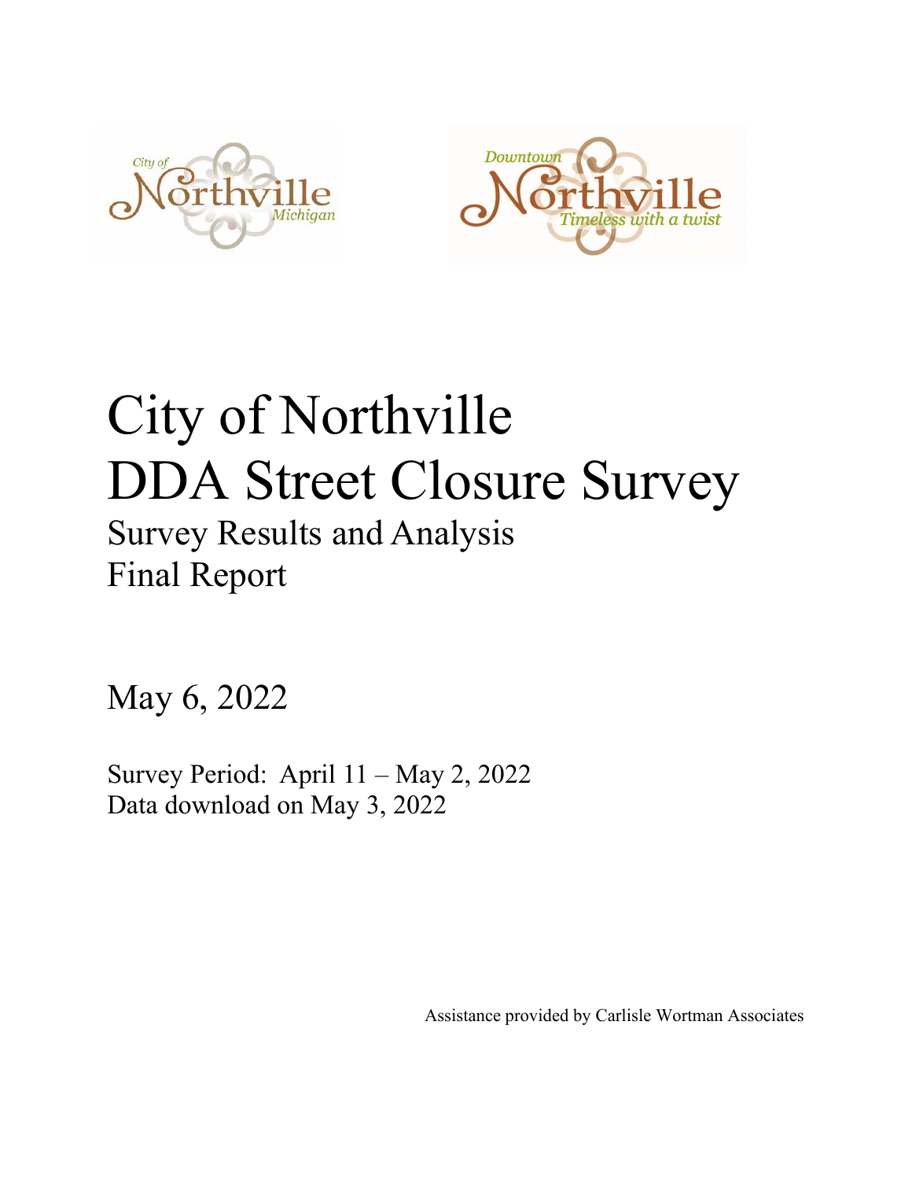# City of Northville DDA Street Closure Survey

## Survey Results and Analysis
## Final Report

May 6, 2022

Survey Period: April 11 – May 2, 2022
Data download on May 3, 2022

Assistance provided by Carlisle Wortman Associates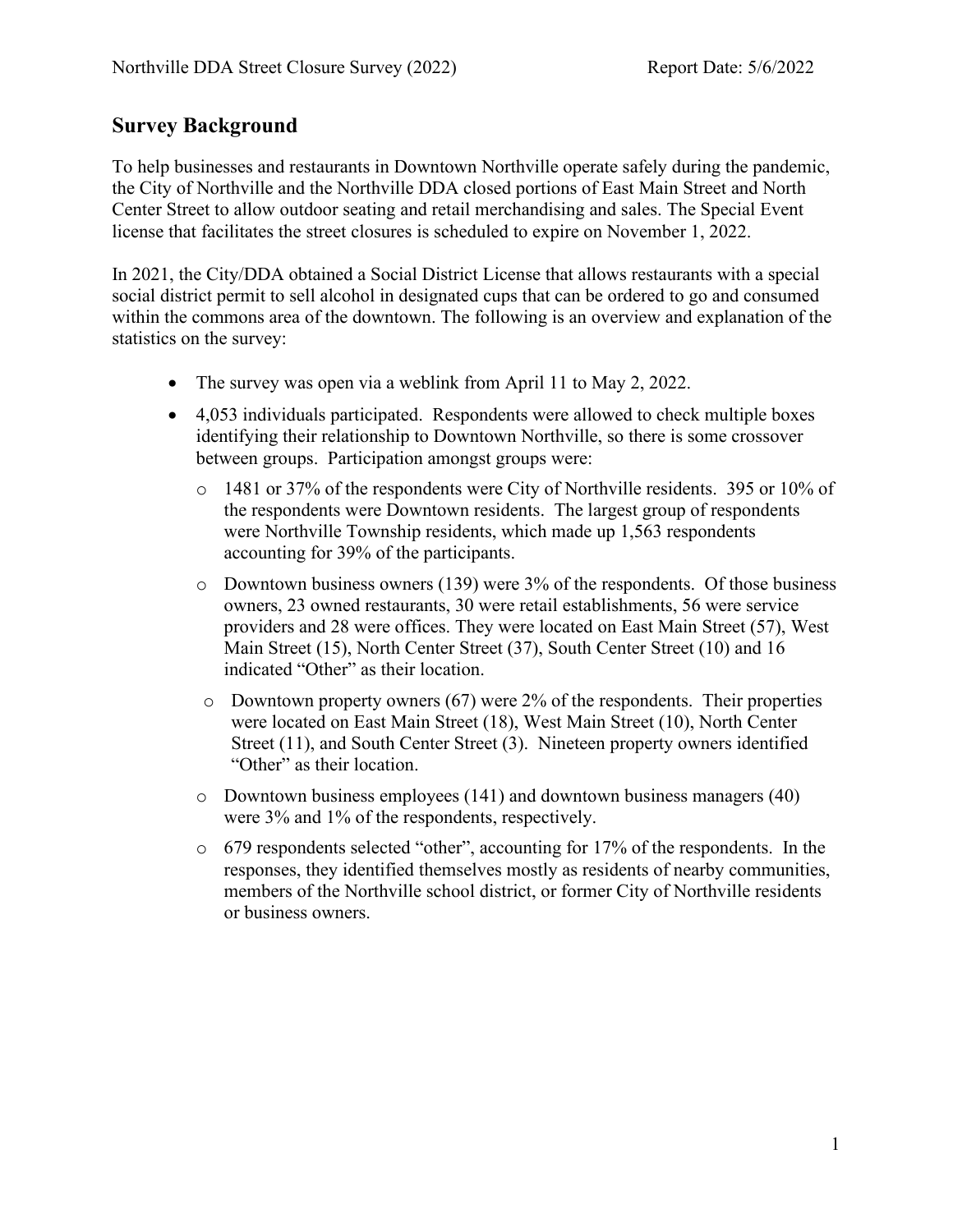## Survey Background

To help businesses and restaurants in Downtown Northville operate safely during the pandemic, the City of Northville and the Northville DDA closed portions of East Main Street and North Center Street to allow outdoor seating and retail merchandising and sales. The Special Event license that facilitates the street closures is scheduled to expire on November 1, 2022.

In 2021, the City/DDA obtained a Social District License that allows restaurants with a special social district permit to sell alcohol in designated cups that can be ordered to go and consumed within the commons area of the downtown. The following is an overview and explanation of the statistics on the survey:

- The survey was open via a weblink from April 11 to May 2, 2022.
- 4,053 individuals participated. Respondents were allowed to check multiple boxes identifying their relationship to Downtown Northville, so there is some crossover between groups. Participation amongst groups were:
  - 1481 or 37% of the respondents were City of Northville residents. 395 or 10% of the respondents were Downtown residents. The largest group of respondents were Northville Township residents, which made up 1,563 respondents accounting for 39% of the participants.
  - Downtown business owners (139) were 3% of the respondents. Of those business owners, 23 owned restaurants, 30 were retail establishments, 56 were service providers and 28 were offices. They were located on East Main Street (57), West Main Street (15), North Center Street (37), South Center Street (10) and 16 indicated "Other" as their location.
  - Downtown property owners (67) were 2% of the respondents. Their properties were located on East Main Street (18), West Main Street (10), North Center Street (11), and South Center Street (3). Nineteen property owners identified "Other" as their location.
  - Downtown business employees (141) and downtown business managers (40) were 3% and 1% of the respondents, respectively.
  - 679 respondents selected "other", accounting for 17% of the respondents. In the responses, they identified themselves mostly as residents of nearby communities, members of the Northville school district, or former City of Northville residents or business owners.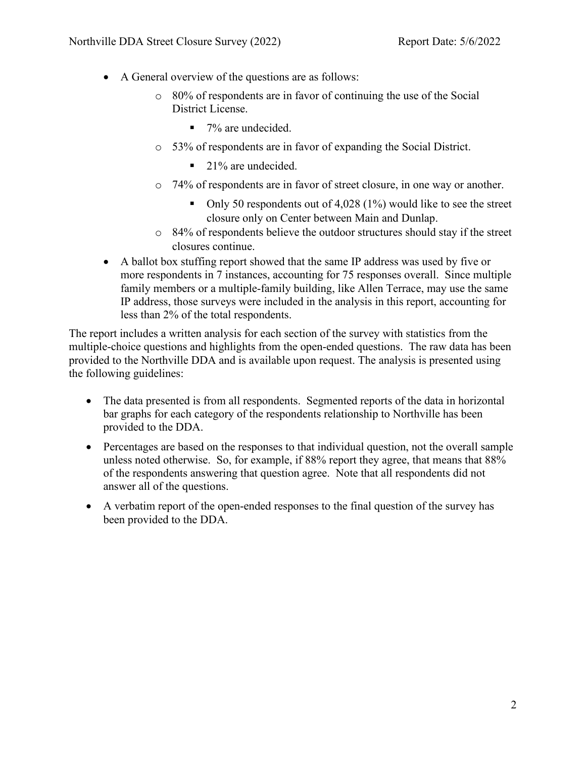- A General overview of the questions are as follows:
  - 80% of respondents are in favor of continuing the use of the Social District License.
    - 7% are undecided.
  - 53% of respondents are in favor of expanding the Social District.
    - 21% are undecided.
  - 74% of respondents are in favor of street closure, in one way or another.
    - Only 50 respondents out of 4,028 (1%) would like to see the street closure only on Center between Main and Dunlap.
  - 84% of respondents believe the outdoor structures should stay if the street closures continue.
- A ballot box stuffing report showed that the same IP address was used by five or more respondents in 7 instances, accounting for 75 responses overall. Since multiple family members or a multiple-family building, like Allen Terrace, may use the same IP address, those surveys were included in the analysis in this report, accounting for less than 2% of the total respondents.

The report includes a written analysis for each section of the survey with statistics from the multiple-choice questions and highlights from the open-ended questions. The raw data has been provided to the Northville DDA and is available upon request. The analysis is presented using the following guidelines:

- The data presented is from all respondents. Segmented reports of the data in horizontal bar graphs for each category of the respondents relationship to Northville has been provided to the DDA.
- Percentages are based on the responses to that individual question, not the overall sample unless noted otherwise. So, for example, if 88% report they agree, that means that 88% of the respondents answering that question agree. Note that all respondents did not answer all of the questions.
- A verbatim report of the open-ended responses to the final question of the survey has been provided to the DDA.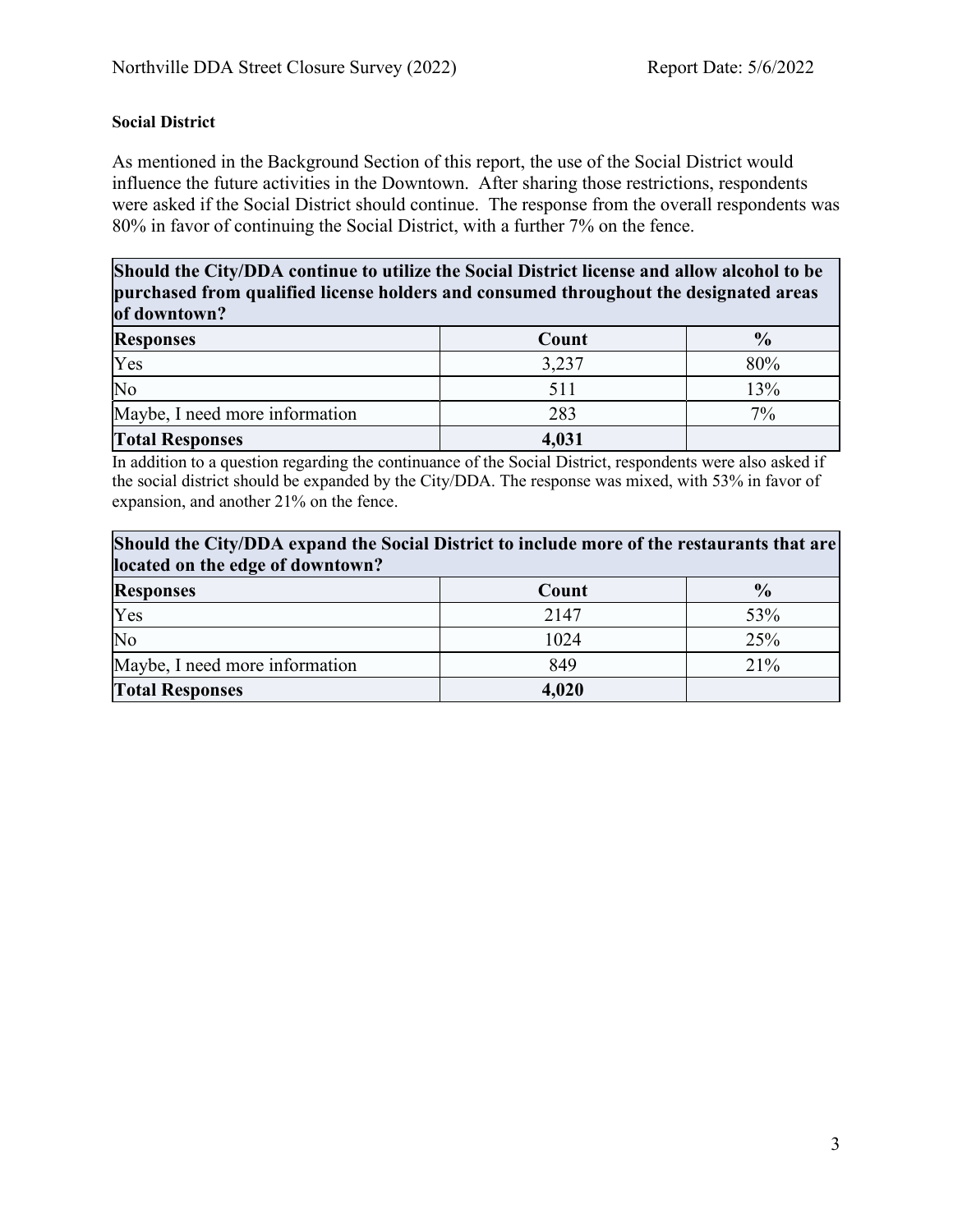### Social District

As mentioned in the Background Section of this report, the use of the Social District would influence the future activities in the Downtown. After sharing those restrictions, respondents were asked if the Social District should continue. The response from the overall respondents was 80% in favor of continuing the Social District, with a further 7% on the fence.

| **Should the City/DDA continue to utilize the Social District license and allow alcohol to be purchased from qualified license holders and consumed throughout the designated areas of downtown?** | | |
|---|---|---|
| **Responses** | **Count** | **%** |
| Yes | 3,237 | 80% |
| No | 511 | 13% |
| Maybe, I need more information | 283 | 7% |
| **Total Responses** | **4,031** | |

In addition to a question regarding the continuance of the Social District, respondents were also asked if the social district should be expanded by the City/DDA. The response was mixed, with 53% in favor of expansion, and another 21% on the fence.

| **Should the City/DDA expand the Social District to include more of the restaurants that are located on the edge of downtown?** | | |
|---|---|---|
| **Responses** | **Count** | **%** |
| Yes | 2147 | 53% |
| No | 1024 | 25% |
| Maybe, I need more information | 849 | 21% |
| **Total Responses** | **4,020** | |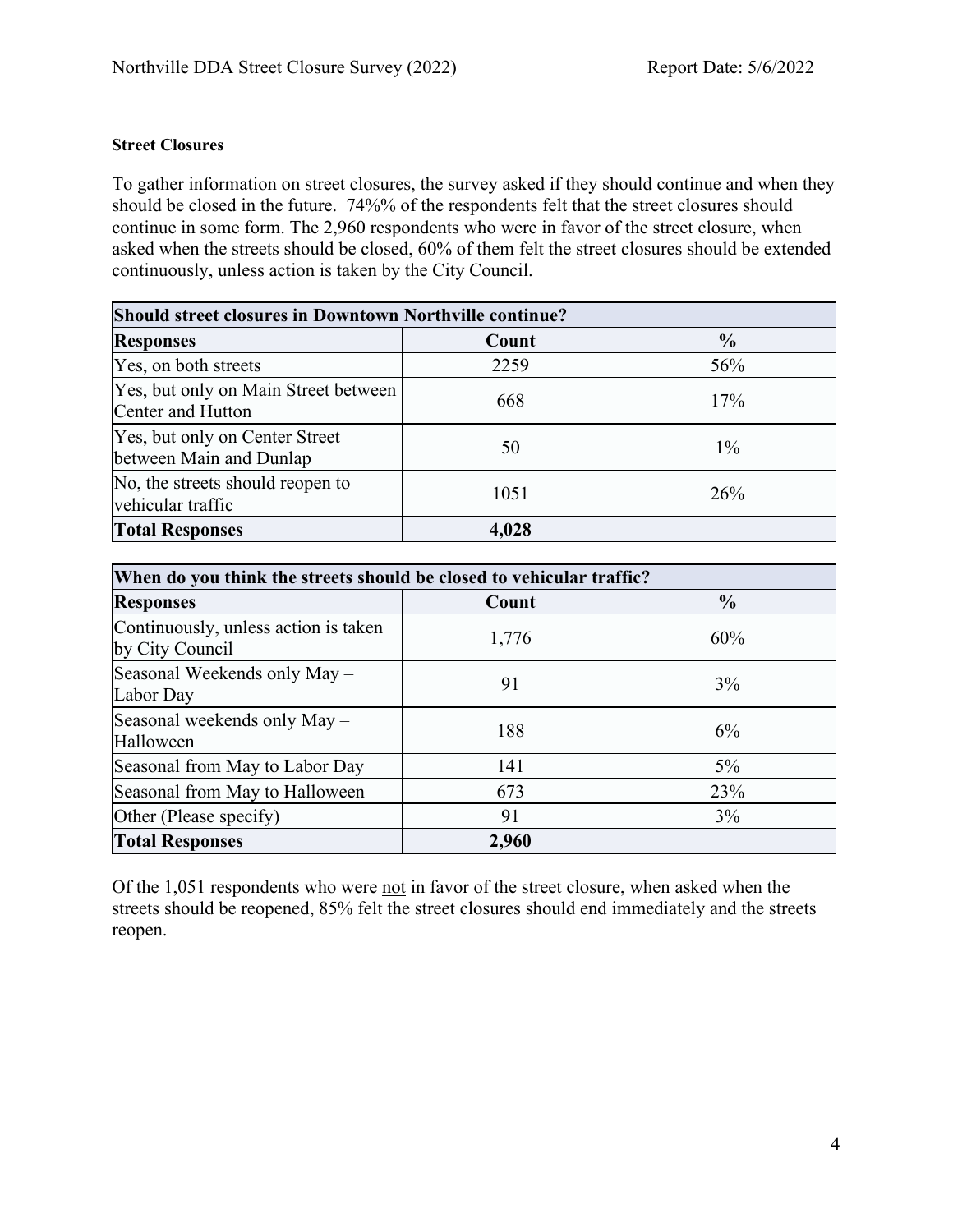**Street Closures**

To gather information on street closures, the survey asked if they should continue and when they should be closed in the future. 74%% of the respondents felt that the street closures should continue in some form. The 2,960 respondents who were in favor of the street closure, when asked when the streets should be closed, 60% of them felt the street closures should be extended continuously, unless action is taken by the City Council.

| Should street closures in Downtown Northville continue? | | |
|---|---|---|
| **Responses** | **Count** | **%** |
| Yes, on both streets | 2259 | 56% |
| Yes, but only on Main Street between Center and Hutton | 668 | 17% |
| Yes, but only on Center Street between Main and Dunlap | 50 | 1% |
| No, the streets should reopen to vehicular traffic | 1051 | 26% |
| **Total Responses** | **4,028** | |

| When do you think the streets should be closed to vehicular traffic? | | |
|---|---|---|
| **Responses** | **Count** | **%** |
| Continuously, unless action is taken by City Council | 1,776 | 60% |
| Seasonal Weekends only May – Labor Day | 91 | 3% |
| Seasonal weekends only May – Halloween | 188 | 6% |
| Seasonal from May to Labor Day | 141 | 5% |
| Seasonal from May to Halloween | 673 | 23% |
| Other (Please specify) | 91 | 3% |
| **Total Responses** | **2,960** | |

Of the 1,051 respondents who were <u>not</u> in favor of the street closure, when asked when the streets should be reopened, 85% felt the street closures should end immediately and the streets reopen.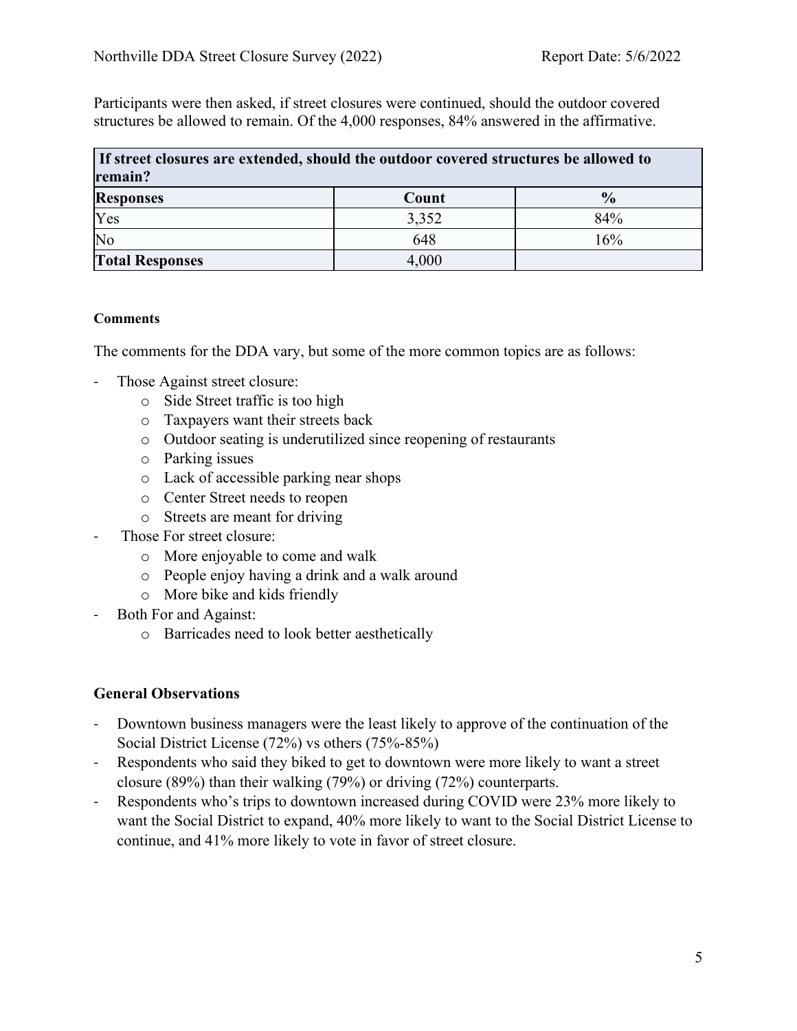Participants were then asked, if street closures were continued, should the outdoor covered structures be allowed to remain. Of the 4,000 responses, 84% answered in the affirmative.

| If street closures are extended, should the outdoor covered structures be allowed to remain? | | |
|---|---|---|
| **Responses** | **Count** | **%** |
| Yes | 3,352 | 84% |
| No | 648 | 16% |
| **Total Responses** | 4,000 | |

#### Comments

The comments for the DDA vary, but some of the more common topics are as follows:

- Those Against street closure:
  - Side Street traffic is too high
  - Taxpayers want their streets back
  - Outdoor seating is underutilized since reopening of restaurants
  - Parking issues
  - Lack of accessible parking near shops
  - Center Street needs to reopen
  - Streets are meant for driving
- Those For street closure:
  - More enjoyable to come and walk
  - People enjoy having a drink and a walk around
  - More bike and kids friendly
- Both For and Against:
  - Barricades need to look better aesthetically

### General Observations

- Downtown business managers were the least likely to approve of the continuation of the Social District License (72%) vs others (75%-85%)
- Respondents who said they biked to get to downtown were more likely to want a street closure (89%) than their walking (79%) or driving (72%) counterparts.
- Respondents who's trips to downtown increased during COVID were 23% more likely to want the Social District to expand, 40% more likely to want to the Social District License to continue, and 41% more likely to vote in favor of street closure.